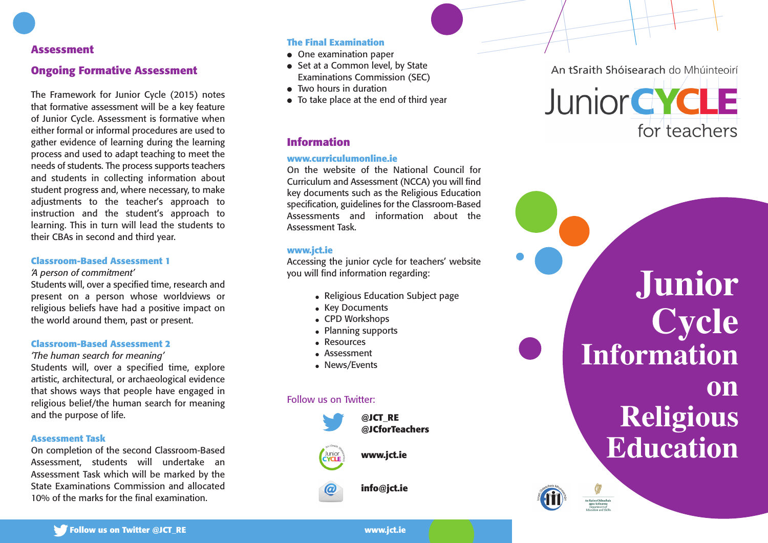## Assessment

## Ongoing Formative Assessment

The Framework for Junior Cycle (2015) notes that formative assessment will be a key feature of Junior Cycle. Assessment is formative when either formal or informal procedures are used to gather evidence of learning during the learning process and used to adapt teaching to meet the needs of students. The process supports teachers and students in collecting information about student progress and, where necessary, to make adjustments to the teacher's approach to instruction and the student's approach to learning. This in turn will lead the students to their CBAs in second and third year.

### Classroom-Based Assessment 1

*'A person of commitment'*

Students will, over a specified time, research and present on a person whose worldviews or religious beliefs have had a positive impact on the world around them, past or present.

### Classroom-Based Assessment 2

*'The human search for meaning'*

Students will, over a specified time, explore artistic, architectural, or archaeological evidence that shows ways that people have engaged in religious belief/the human search for meaning and the purpose of life.

### Assessment Task

On completion of the second Classroom-Based Assessment, students will undertake an Assessment Task which will be marked by the State Examinations Commission and allocated 10% of the marks for the final examination.

### The Final Examination

- One examination paper
- Set at a Common level, by State Examinations Commission (SEC)
- Two hours in duration
- To take place at the end of third year

## Information

### www.curriculumonline.ie

On the website of the National Council for Curriculum and Assessment (NCCA) you will find key documents such as the Religious Education specification, guidelines for the Classroom-Based Assessments and information about the Assessment Task.

### www.jct.ie

Accessing the junior cycle for teachers' website you will find information regarding:

- Religious Education Subject page
- Key Documents
- CPD Workshops
- Planning supports
- Resources
- Assessment
- News/Events

Follow us on Twitter:

**@JCT_RE**
**@JCforTeachers**

**www.jct.ie**

**info@jct.ie**

Follow us on Twitter @JCT_RE

www.jct.ie

An tSraith Shóisearach do Mhúinteoirí

Junior CYCLE for teachers

# Junior Cycle Information on Religious Education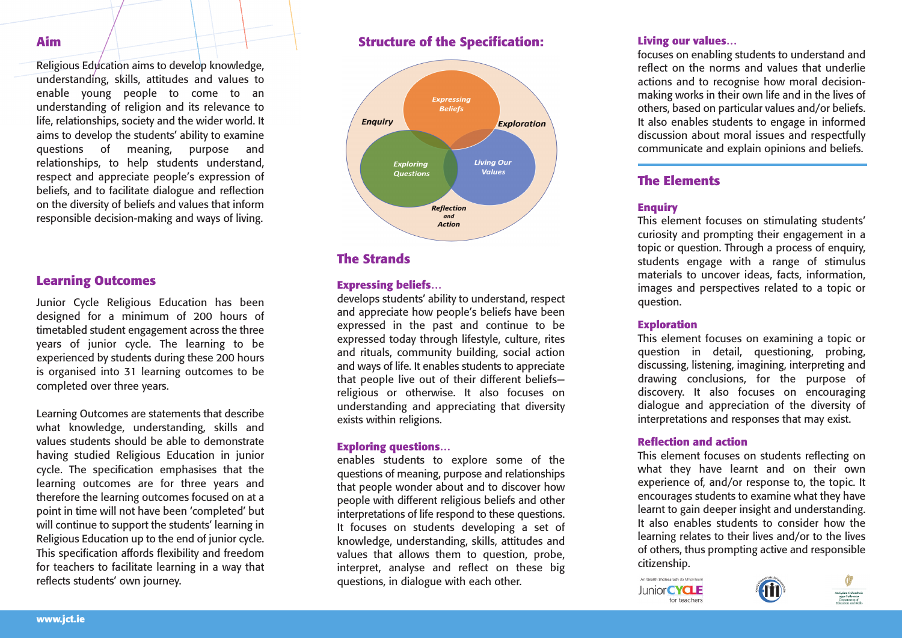## Aim

Religious Education aims to develop knowledge, understanding, skills, attitudes and values to enable young people to come to an understanding of religion and its relevance to life, relationships, society and the wider world. It aims to develop the students' ability to examine questions of meaning, purpose and relationships, to help students understand, respect and appreciate people's expression of beliefs, and to facilitate dialogue and reflection on the diversity of beliefs and values that inform responsible decision-making and ways of living.

## Learning Outcomes

Junior Cycle Religious Education has been designed for a minimum of 200 hours of timetabled student engagement across the three years of junior cycle. The learning to be experienced by students during these 200 hours is organised into 31 learning outcomes to be completed over three years.

Learning Outcomes are statements that describe what knowledge, understanding, skills and values students should be able to demonstrate having studied Religious Education in junior cycle. The specification emphasises that the learning outcomes are for three years and therefore the learning outcomes focused on at a point in time will not have been 'completed' but will continue to support the students' learning in Religious Education up to the end of junior cycle. This specification affords flexibility and freedom for teachers to facilitate learning in a way that reflects students' own journey.

## Structure of the Specification:

Expressing Beliefs

Enquiry

Exploration

Exploring Questions

Living Our Values

Reflection and Action

## The Strands

### Expressing beliefs…

develops students' ability to understand, respect and appreciate how people's beliefs have been expressed in the past and continue to be expressed today through lifestyle, culture, rites and rituals, community building, social action and ways of life. It enables students to appreciate that people live out of their different beliefs—religious or otherwise. It also focuses on understanding and appreciating that diversity exists within religions.

### Exploring questions…

enables students to explore some of the questions of meaning, purpose and relationships that people wonder about and to discover how people with different religious beliefs and other interpretations of life respond to these questions. It focuses on students developing a set of knowledge, understanding, skills, attitudes and values that allows them to question, probe, interpret, analyse and reflect on these big questions, in dialogue with each other.

### Living our values…

focuses on enabling students to understand and reflect on the norms and values that underlie actions and to recognise how moral decision-making works in their own life and in the lives of others, based on particular values and/or beliefs. It also enables students to engage in informed discussion about moral issues and respectfully communicate and explain opinions and beliefs.

## The Elements

### Enquiry

This element focuses on stimulating students' curiosity and prompting their engagement in a topic or question. Through a process of enquiry, students engage with a range of stimulus materials to uncover ideas, facts, information, images and perspectives related to a topic or question.

### Exploration

This element focuses on examining a topic or question in detail, questioning, probing, discussing, listening, imagining, interpreting and drawing conclusions, for the purpose of discovery. It also focuses on encouraging dialogue and appreciation of the diversity of interpretations and responses that may exist.

### Reflection and action

This element focuses on students reflecting on what they have learnt and on their own experience of, and/or response to, the topic. It encourages students to examine what they have learnt to gain deeper insight and understanding. It also enables students to consider how the learning relates to their lives and/or to the lives of others, thus prompting active and responsible citizenship.

An tSraith Shóisearach do Mhúinteoirí
Junior CYCLE for teachers

An Roinn Oideachais agus Scileanna
Department of Education and Skills

www.jct.ie